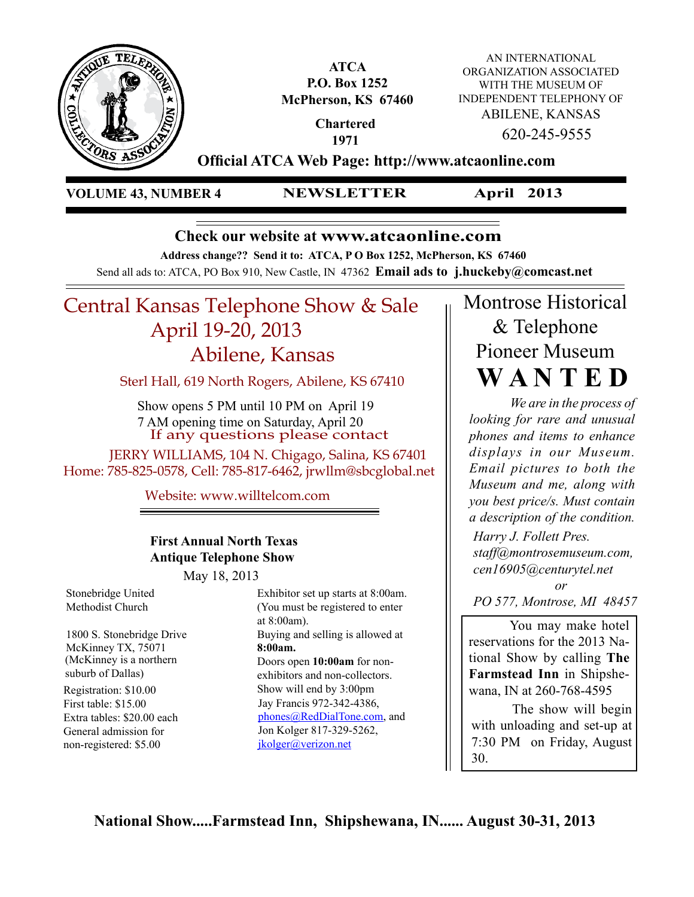**ATCA**
**P.O. Box 1252**
**McPherson, KS 67460**

**Chartered 1971**

AN INTERNATIONAL ORGANIZATION ASSOCIATED WITH THE MUSEUM OF INDEPENDENT TELEPHONY OF ABILENE, KANSAS
620-245-9555

**Official ATCA Web Page: http://www.atcaonline.com**

**VOLUME 43, NUMBER 4** | **NEWSLETTER** | **April 2013**

**Check our website at www.atcaonline.com**

**Address change?? Send it to: ATCA, P O Box 1252, McPherson, KS 67460**

Send all ads to: ATCA, PO Box 910, New Castle, IN 47362 **Email ads to j.huckeby@comcast.net**

# Central Kansas Telephone Show & Sale
## April 19-20, 2013
## Abilene, Kansas

Sterl Hall, 619 North Rogers, Abilene, KS 67410

Show opens 5 PM until 10 PM on April 19
7 AM opening time on Saturday, April 20
If any questions please contact
JERRY WILLIAMS, 104 N. Chigago, Salina, KS 67401
Home: 785-825-0578, Cell: 785-817-6462, jrwllm@sbcglobal.net

Website: www.willtelcom.com

### First Annual North Texas Antique Telephone Show

May 18, 2013

Stonebridge United Methodist Church

1800 S. Stonebridge Drive
McKinney TX, 75071
(McKinney is a northern suburb of Dallas)

Registration: $10.00
First table: $15.00
Extra tables: $20.00 each
General admission for non-registered: $5.00

Exhibitor set up starts at 8:00am. (You must be registered to enter at 8:00am).
Buying and selling is allowed at **8:00am.**
Doors open **10:00am** for non-exhibitors and non-collectors.
Show will end by 3:00pm
Jay Francis 972-342-4386, phones@RedDialTone.com, and
Jon Kolger 817-329-5262, jkolger@verizon.net

# Montrose Historical & Telephone Pioneer Museum
# WANTED

*We are in the process of looking for rare and unusual phones and items to enhance displays in our Museum. Email pictures to both the Museum and me, along with you best price/s. Must contain a description of the condition.*

*Harry J. Follett Pres.*
*staff@montrosemuseum.com, cen16905@centurytel.net*
*or*
*PO 577, Montrose, MI 48457*

You may make hotel reservations for the 2013 National Show by calling **The Farmstead Inn** in Shipshewana, IN at 260-768-4595

The show will begin with unloading and set-up at 7:30 PM on Friday, August 30.

**National Show.....Farmstead Inn, Shipshewana, IN...... August 30-31, 2013**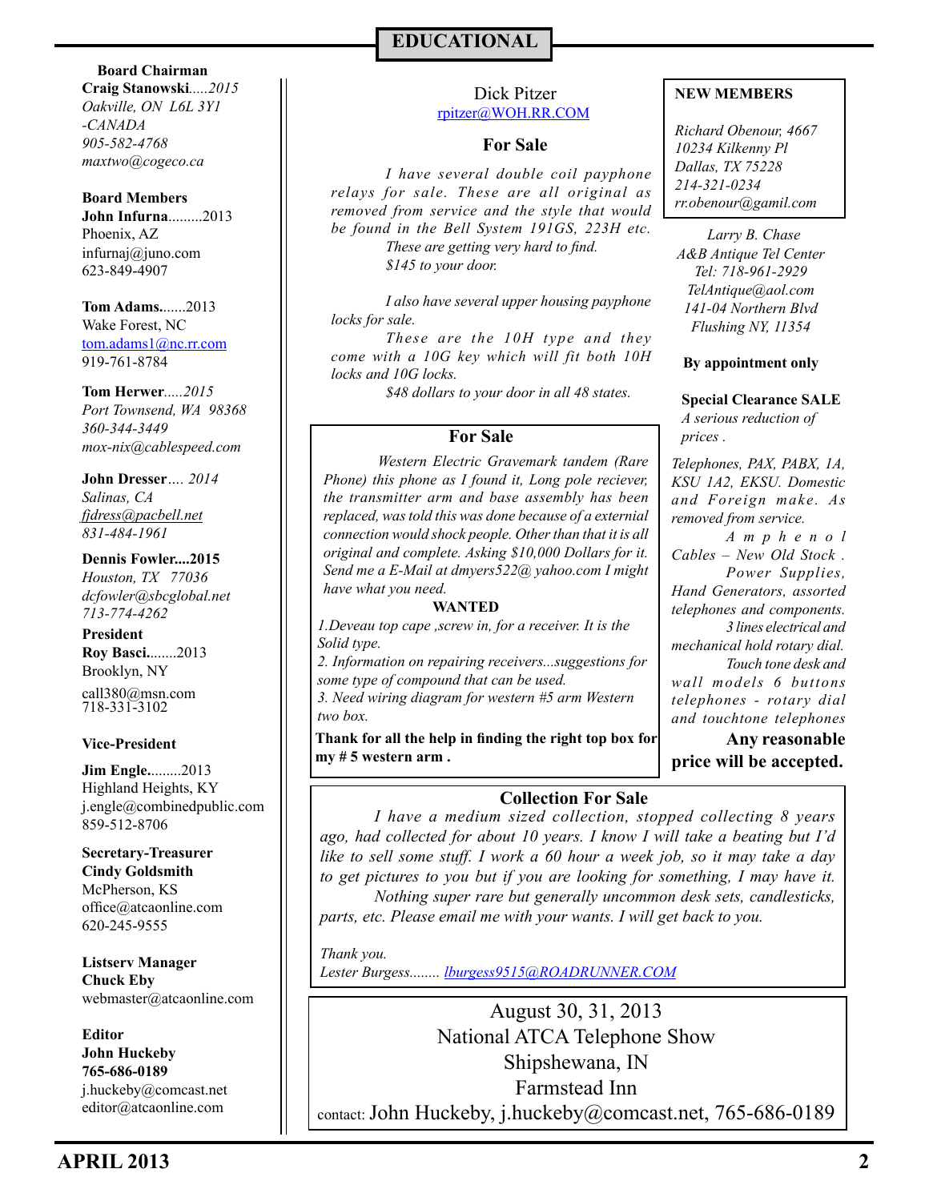## EDUCATIONAL

**Board Chairman**
**Craig Stanowski***.....2015*
*Oakville, ON L6L 3Y1*
*-CANADA*
*905-582-4768*
*maxtwo@cogeco.ca*

**Board Members**
**John Infurna**.........2013
Phoenix, AZ
infurnaj@juno.com
623-849-4907

**Tom Adams.**......2013
Wake Forest, NC
tom.adams1@nc.rr.com
919-761-8784

**Tom Herwer***.....2015*
*Port Townsend, WA 98368*
*360-344-3449*
*mox-nix@cablespeed.com*

**John Dresser***.... 2014*
*Salinas, CA*
*fjdress@pacbell.net*
*831-484-1961*

**Dennis Fowler....2015**
*Houston, TX 77036*
*dcfowler@sbcglobal.net*
*713-774-4262*

**President**
**Roy Basci.**.......2013
Brooklyn, NY
call380@msn.com
718-331-3102

**Vice-President**

**Jim Engle.**........2013
Highland Heights, KY
j.engle@combinedpublic.com
859-512-8706

**Secretary-Treasurer**
**Cindy Goldsmith**
McPherson, KS
office@atcaonline.com
620-245-9555

**Listserv Manager**
**Chuck Eby**
webmaster@atcaonline.com

**Editor**
**John Huckeby**
**765-686-0189**
j.huckeby@comcast.net
editor@atcaonline.com

Dick Pitzer
rpitzer@WOH.RR.COM

### For Sale

*I have several double coil payphone relays for sale. These are all original as removed from service and the style that would be found in the Bell System 191GS, 223H etc.*

*These are getting very hard to find.*

*$145 to your door.*

*I also have several upper housing payphone locks for sale.*

*These are the 10H type and they come with a 10G key which will fit both 10H locks and 10G locks.*

*$48 dollars to your door in all 48 states.*

### For Sale

*Western Electric Gravemark tandem (Rare Phone) this phone as I found it, Long pole reciever, the transmitter arm and base assembly has been replaced, was told this was done because of a external connection would shock people. Other than that it is all original and complete. Asking $10,000 Dollars for it. Send me a E-Mail at dmyers522@ yahoo.com I might have what you need.*

**WANTED**

*1.Deveau top cape ,screw in, for a receiver. It is the Solid type.*
*2. Information on repairing receivers...suggestions for some type of compound that can be used.*
*3. Need wiring diagram for western #5 arm Western two box.*

**Thank for all the help in finding the right top box for my # 5 western arm .**

**NEW MEMBERS**

*Richard Obenour, 4667*
*10234 Kilkenny Pl*
*Dallas, TX 75228*
*214-321-0234*
*rr.obenour@gamil.com*

*Larry B. Chase*
*A&B Antique Tel Center*
*Tel: 718-961-2929*
*TelAntique@aol.com*
*141-04 Northern Blvd*
*Flushing NY, 11354*

**By appointment only**

**Special Clearance SALE**
*A serious reduction of prices .*

*Telephones, PAX, PABX, 1A, KSU 1A2, EKSU. Domestic and Foreign make. As removed from service.*

*Amphenol Cables – New Old Stock .*

*Power Supplies, Hand Generators, assorted telephones and components.*

*3 lines electrical and mechanical hold rotary dial.*

*Touch tone desk and wall models 6 buttons telephones - rotary dial and touchtone telephones*

**Any reasonable price will be accepted.**

### Collection For Sale

*I have a medium sized collection, stopped collecting 8 years ago, had collected for about 10 years. I know I will take a beating but I'd like to sell some stuff. I work a 60 hour a week job, so it may take a day to get pictures to you but if you are looking for something, I may have it.*

*Nothing super rare but generally uncommon desk sets, candlesticks, parts, etc. Please email me with your wants. I will get back to you.*

*Thank you.*
*Lester Burgess........ lburgess9515@ROADRUNNER.COM*

August 30, 31, 2013
National ATCA Telephone Show
Shipshewana, IN
Farmstead Inn
contact: John Huckeby, j.huckeby@comcast.net, 765-686-0189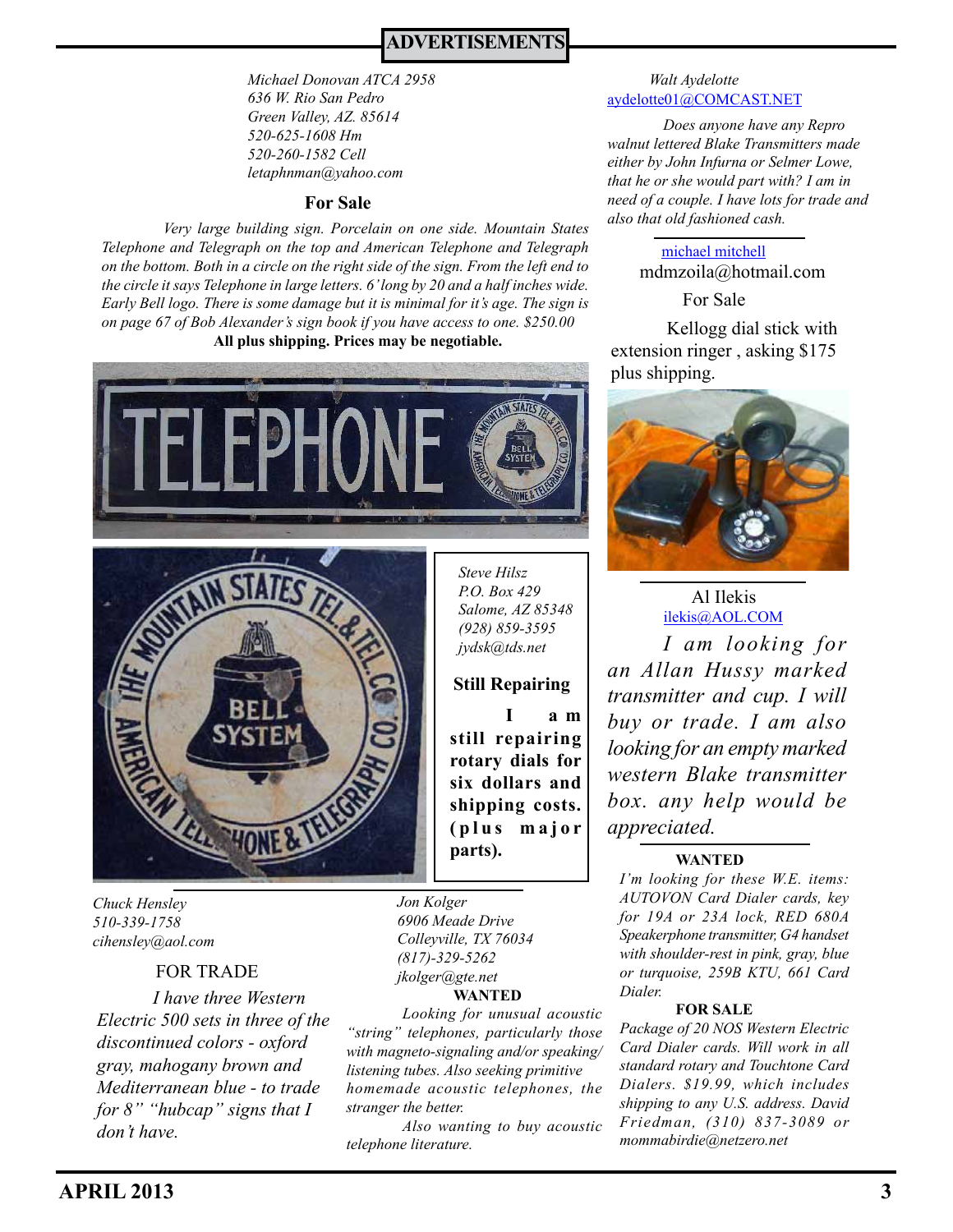# ADVERTISEMENTS

*Michael Donovan ATCA 2958*
*636 W. Rio San Pedro*
*Green Valley, AZ. 85614*
*520-625-1608 Hm*
*520-260-1582 Cell*
*letaphnman@yahoo.com*

### For Sale

*Very large building sign. Porcelain on one side. Mountain States Telephone and Telegraph on the top and American Telephone and Telegraph on the bottom. Both in a circle on the right side of the sign. From the left end to the circle it says Telephone in large letters. 6' long by 20 and a half inches wide. Early Bell logo. There is some damage but it is minimal for it's age. The sign is on page 67 of Bob Alexander's sign book if you have access to one. $250.00*

**All plus shipping. Prices may be negotiable.**

---

*Steve Hilsz*
*P.O. Box 429*
*Salome, AZ 85348*
*(928) 859-3595*
*jydsk@tds.net*

### Still Repairing

**I am still repairing rotary dials for six dollars and shipping costs. (plus major parts).**

---

*Chuck Hensley*
*510-339-1758*
*cihensley@aol.com*

FOR TRADE

*I have three Western Electric 500 sets in three of the discontinued colors - oxford gray, mahogany brown and Mediterranean blue - to trade for 8" "hubcap" signs that I don't have.*

---

*Jon Kolger*
*6906 Meade Drive*
*Colleyville, TX 76034*
*(817)-329-5262*
*jkolger@gte.net*

**WANTED**

*Looking for unusual acoustic "string" telephones, particularly those with magneto-signaling and/or speaking/listening tubes. Also seeking primitive homemade acoustic telephones, the stranger the better.*

*Also wanting to buy acoustic telephone literature.*

---

*Walt Aydelotte*
aydelotte01@COMCAST.NET

*Does anyone have any Repro walnut lettered Blake Transmitters made either by John Infurna or Selmer Lowe, that he or she would part with? I am in need of a couple. I have lots for trade and also that old fashioned cash.*

---

michael mitchell
mdmzoila@hotmail.com

For Sale

Kellogg dial stick with extension ringer , asking $175 plus shipping.

---

Al Ilekis
ilekis@AOL.COM

*I am looking for an Allan Hussy marked transmitter and cup. I will buy or trade. I am also looking for an empty marked western Blake transmitter box. any help would be appreciated.*

---

**WANTED**

*I'm looking for these W.E. items: AUTOVON Card Dialer cards, key for 19A or 23A lock, RED 680A Speakerphone transmitter, G4 handset with shoulder-rest in pink, gray, blue or turquoise, 259B KTU, 661 Card Dialer.*

**FOR SALE**

*Package of 20 NOS Western Electric Card Dialer cards. Will work in all standard rotary and Touchtone Card Dialers. $19.99, which includes shipping to any U.S. address. David Friedman, (310) 837-3089 or mommabirdie@netzero.net*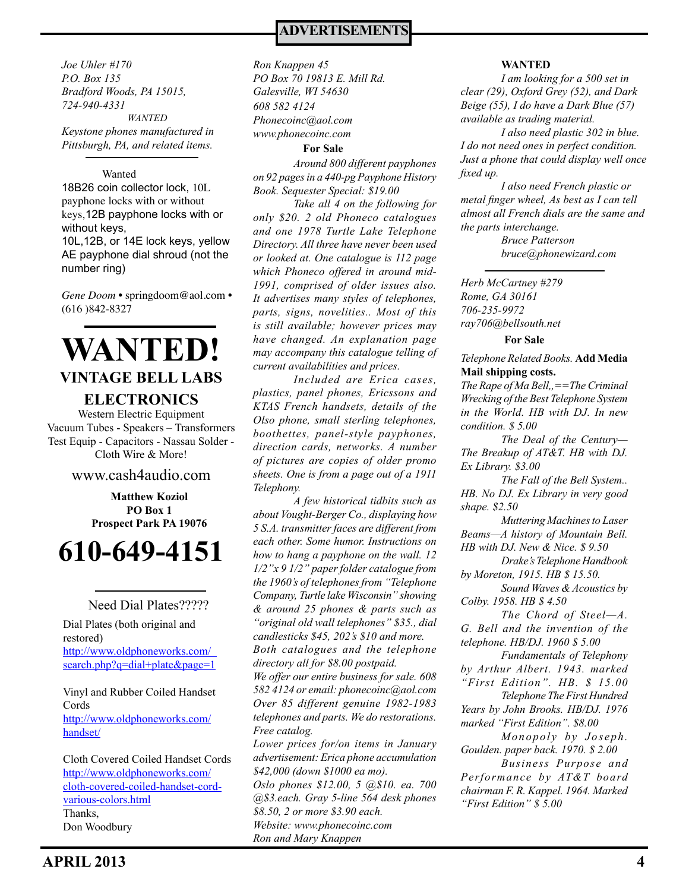## ADVERTISEMENTS

*Joe Uhler #170*
*P.O. Box 135*
*Bradford Woods, PA 15015,*
*724-940-4331*

*WANTED*

*Keystone phones manufactured in Pittsburgh, PA, and related items.*

---

Wanted

18B26 coin collector lock, 10L payphone locks with or without keys,12B payphone locks with or without keys,
10L,12B, or 14E lock keys, yellow AE payphone dial shroud (not the number ring)

*Gene Doom* • springdoom@aol.com • (616 )842-8327

---

# WANTED!

## VINTAGE BELL LABS ELECTRONICS

Western Electric Equipment
Vacuum Tubes - Speakers – Transformers
Test Equip - Capacitors - Nassau Solder - Cloth Wire & More!

www.cash4audio.com

**Matthew Koziol**
**PO Box 1**
**Prospect Park PA 19076**

# 610-649-4151

---

Need Dial Plates?????

Dial Plates (both original and restored)
http://www.oldphoneworks.com/search.php?q=dial+plate&page=1

Vinyl and Rubber Coiled Handset Cords
http://www.oldphoneworks.com/handset/

Cloth Covered Coiled Handset Cords
http://www.oldphoneworks.com/cloth-covered-coiled-handset-cord-various-colors.html

Thanks,
Don Woodbury

---

*Ron Knappen 45*
*PO Box 70 19813 E. Mill Rd.*
*Galesville, WI 54630*
*608 582 4124*
*Phonecoinc@aol.com*
*www.phonecoinc.com*

**For Sale**

*Around 800 different payphones on 92 pages in a 440-pg Payphone History Book. Sequester Special: $19.00*

*Take all 4 on the following for only $20. 2 old Phoneco catalogues and one 1978 Turtle Lake Telephone Directory. All three have never been used or looked at. One catalogue is 112 page which Phoneco offered in around mid-1991, comprised of older issues also. It advertises many styles of telephones, parts, signs, novelities.. Most of this is still available; however prices may have changed. An explanation page may accompany this catalogue telling of current availabilities and prices.*

*Included are Erica cases, plastics, panel phones, Ericssons and KTAS French handsets, details of the Olso phone, small sterling telephones, boothettes, panel-style payphones, direction cards, networks. A number of pictures are copies of older promo sheets. One is from a page out of a 1911 Telephony.*

*A few historical tidbits such as about Vought-Berger Co., displaying how 5 S.A. transmitter faces are different from each other. Some humor. Instructions on how to hang a payphone on the wall. 12 1/2"x 9 1/2" paper folder catalogue from the 1960's of telephones from "Telephone Company, Turtle lake Wisconsin" showing & around 25 phones & parts such as "original old wall telephones" $35., dial candlesticks $45, 202's $10 and more. Both catalogues and the telephone directory all for $8.00 postpaid.*

*We offer our entire business for sale. 608 582 4124 or email: phonecoinc@aol.com Over 85 different genuine 1982-1983 telephones and parts. We do restorations. Free catalog.*

*Lower prices for/on items in January advertisement: Erica phone accumulation $42,000 (down $1000 ea mo).*

*Oslo phones $12.00, 5 @$10. ea. 700 @$3.each. Gray 5-line 564 desk phones $8.50, 2 or more $3.90 each.*

*Website: www.phonecoinc.com*
*Ron and Mary Knappen*

---

**WANTED**

*I am looking for a 500 set in clear (29), Oxford Grey (52), and Dark Beige (55), I do have a Dark Blue (57) available as trading material.*

*I also need plastic 302 in blue. I do not need ones in perfect condition. Just a phone that could display well once fixed up.*

*I also need French plastic or metal finger wheel, As best as I can tell almost all French dials are the same and the parts interchange.*

*Bruce Patterson*
*bruce@phonewizard.com*

---

*Herb McCartney #279*
*Rome, GA 30161*
*706-235-9972*
*ray706@bellsouth.net*

**For Sale**

*Telephone Related Books.* **Add Media Mail shipping costs.**

*The Rape of Ma Bell,,==The Criminal Wrecking of the Best Telephone System in the World. HB with DJ. In new condition. $ 5.00*

*The Deal of the Century—The Breakup of AT&T. HB with DJ. Ex Library. $3.00*

*The Fall of the Bell System.. HB. No DJ. Ex Library in very good shape. $2.50*

*Muttering Machines to Laser Beams—A history of Mountain Bell. HB with DJ. New & Nice. $ 9.50*

*Drake's Telephone Handbook by Moreton, 1915. HB $ 15.50.*

*Sound Waves & Acoustics by Colby. 1958. HB $ 4.50*

*The Chord of Steel—A. G. Bell and the invention of the telephone. HB/DJ. 1960 $ 5.00*

*Fundamentals of Telephony by Arthur Albert. 1943. marked "First Edition". HB. $ 15.00*

*Telephone The First Hundred Years by John Brooks. HB/DJ. 1976 marked "First Edition". $8.00*

*Monopoly by Joseph. Goulden. paper back. 1970. $ 2.00*

*Business Purpose and Performance by AT&T board chairman F. R. Kappel. 1964. Marked "First Edition" $ 5.00*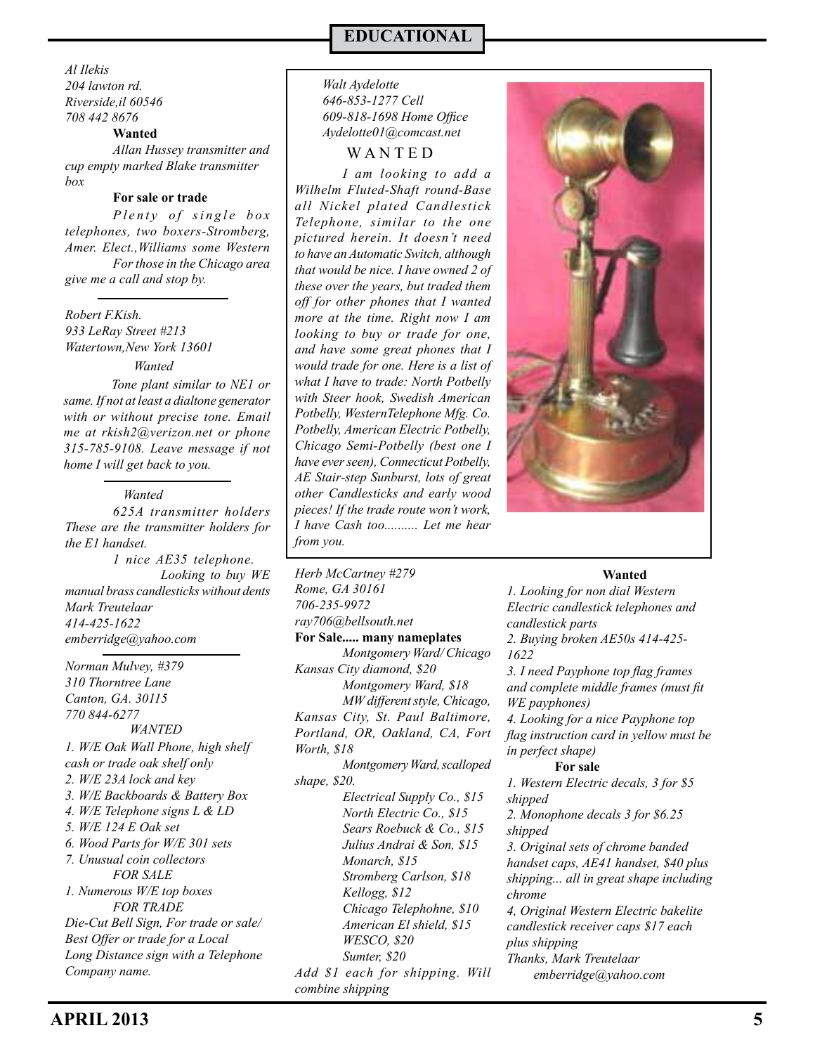## EDUCATIONAL

*Al Ilekis*
*204 lawton rd.*
*Riverside,il 60546*
*708 442 8676*

**Wanted**

*Allan Hussey transmitter and cup empty marked Blake transmitter box*

**For sale or trade**

*Plenty of single box telephones, two boxers-Stromberg, Amer. Elect.,Williams some Western*

*For those in the Chicago area give me a call and stop by.*

---

*Robert F.Kish.*
*933 LeRay Street #213*
*Watertown,New York 13601*

*Wanted*

*Tone plant similar to NE1 or same. If not at least a dialtone generator with or without precise tone. Email me at rkish2@verizon.net or phone 315-785-9108. Leave message if not home I will get back to you.*

---

*Wanted*

*625A transmitter holders These are the transmitter holders for the E1 handset.*

*1 nice AE35 telephone.*

*Looking to buy WE manual brass candlesticks without dents*

*Mark Treutelaar*
*414-425-1622*
*emberridge@yahoo.com*

---

*Norman Mulvey, #379*
*310 Thorntree Lane*
*Canton, GA. 30115*
*770 844-6277*

*WANTED*

*1. W/E Oak Wall Phone, high shelf cash or trade oak shelf only*
*2. W/E 23A lock and key*
*3. W/E Backboards & Battery Box*
*4. W/E Telephone signs L & LD*
*5. W/E 124 E Oak set*
*6. Wood Parts for W/E 301 sets*
*7. Unusual coin collectors*

*FOR SALE*

*1. Numerous W/E top boxes*

*FOR TRADE*

*Die-Cut Bell Sign, For trade or sale/ Best Offer or trade for a Local Long Distance sign with a Telephone Company name.*

---

*Walt Aydelotte*
*646-853-1277 Cell*
*609-818-1698 Home Office*
*Aydelotte01@comcast.net*

WANTED

*I am looking to add a Wilhelm Fluted-Shaft round-Base all Nickel plated Candlestick Telephone, similar to the one pictured herein. It doesn't need to have an Automatic Switch, although that would be nice. I have owned 2 of these over the years, but traded them off for other phones that I wanted more at the time. Right now I am looking to buy or trade for one, and have some great phones that I would trade for one. Here is a list of what I have to trade: North Potbelly with Steer hook, Swedish American Potbelly, WesternTelephone Mfg. Co. Potbelly, American Electric Potbelly, Chicago Semi-Potbelly (best one I have ever seen), Connecticut Potbelly, AE Stair-step Sunburst, lots of great other Candlesticks and early wood pieces! If the trade route won't work, I have Cash too.......... Let me hear from you.*

---

*Herb McCartney #279*
*Rome, GA 30161*
*706-235-9972*
*ray706@bellsouth.net*

**For Sale..... many nameplates**

*Montgomery Ward/ Chicago Kansas City diamond, $20*
*Montgomery Ward, $18*
*MW different style, Chicago, Kansas City, St. Paul Baltimore, Portland, OR, Oakland, CA, Fort Worth, $18*
*Montgomery Ward, scalloped shape, $20.*
*Electrical Supply Co., $15*
*North Electric Co., $15*
*Sears Roebuck & Co., $15*
*Julius Andrai & Son, $15*
*Monarch, $15*
*Stromberg Carlson, $18*
*Kellogg, $12*
*Chicago Telephohne, $10*
*American El shield, $15*
*WESCO, $20*
*Sumter, $20*

*Add $1 each for shipping. Will combine shipping*

---

**Wanted**

*1. Looking for non dial Western Electric candlestick telephones and candlestick parts*
*2. Buying broken AE50s 414-425-1622*
*3. I need Payphone top flag frames and complete middle frames (must fit WE payphones)*
*4. Looking for a nice Payphone top flag instruction card in yellow must be in perfect shape)*

**For sale**

*1. Western Electric decals, 3 for $5 shipped*
*2. Monophone decals 3 for $6.25 shipped*
*3. Original sets of chrome banded handset caps, AE41 handset, $40 plus shipping... all in great shape including chrome*
*4, Original Western Electric bakelite candlestick receiver caps $17 each plus shipping*

*Thanks, Mark Treutelaar*
*emberridge@yahoo.com*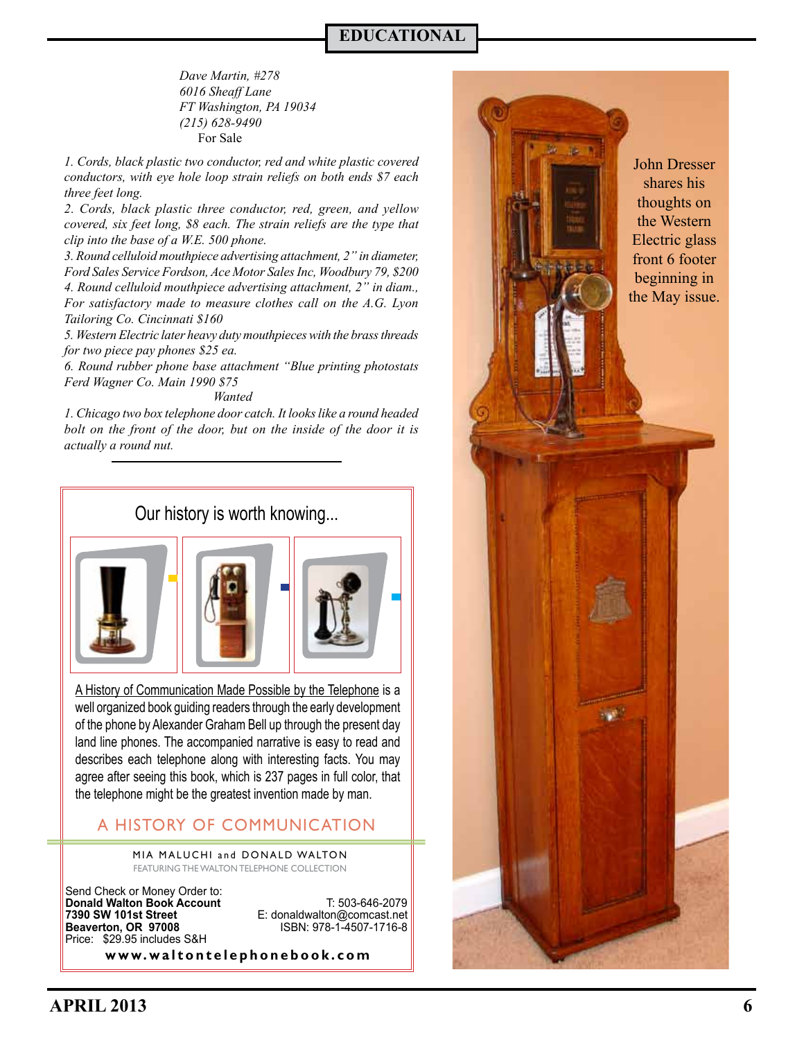*Dave Martin, #278*
*6016 Sheaff Lane*
*FT Washington, PA 19034*
*(215) 628-9490*

For Sale

*1. Cords, black plastic two conductor, red and white plastic covered conductors, with eye hole loop strain reliefs on both ends $7 each three feet long.*

*2. Cords, black plastic three conductor, red, green, and yellow covered, six feet long, $8 each. The strain reliefs are the type that clip into the base of a W.E. 500 phone.*

*3. Round celluloid mouthpiece advertising attachment, 2" in diameter, Ford Sales Service Fordson, Ace Motor Sales Inc, Woodbury 79, $200*

*4. Round celluloid mouthpiece advertising attachment, 2" in diam., For satisfactory made to measure clothes call on the A.G. Lyon Tailoring Co. Cincinnati $160*

*5. Western Electric later heavy duty mouthpieces with the brass threads for two piece pay phones $25 ea.*

*6. Round rubber phone base attachment "Blue printing photostats Ferd Wagner Co. Main 1990 $75*

*Wanted*

*1. Chicago two box telephone door catch. It looks like a round headed bolt on the front of the door, but on the inside of the door it is actually a round nut.*

---

## Our history is worth knowing...

A History of Communication Made Possible by the Telephone is a well organized book guiding readers through the early development of the phone by Alexander Graham Bell up through the present day land line phones. The accompanied narrative is easy to read and describes each telephone along with interesting facts. You may agree after seeing this book, which is 237 pages in full color, that the telephone might be the greatest invention made by man.

### A HISTORY OF COMMUNICATION

MIA MALUCHI and DONALD WALTON

FEATURING THE WALTON TELEPHONE COLLECTION

Send Check or Money Order to:
**Donald Walton Book Account**
**7390 SW 101st Street**
**Beaverton, OR 97008**
Price: $29.95 includes S&H

T: 503-646-2079
E: donaldwalton@comcast.net
ISBN: 978-1-4507-1716-8

**www.waltontelephonebook.com**

---

John Dresser shares his thoughts on the Western Electric glass front 6 footer beginning in the May issue.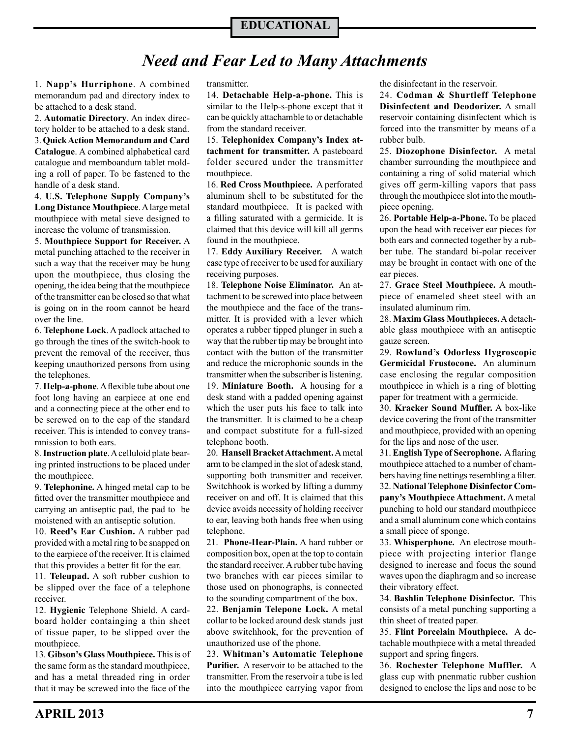EDUCATIONAL

# *Need and Fear Led to Many Attachments*

1. **Napp's Hurriphone**. A combined memorandum pad and directory index to be attached to a desk stand.

2. **Automatic Directory**. An index directory holder to be attached to a desk stand.

3. **Quick Action Memorandum and Card Catalogue**. A combined alphabetical card catalogue and memboandum tablet molding a roll of paper. To be fastened to the handle of a desk stand.

4. **U.S. Telephone Supply Company's Long Distance Mouthpiece**. A large metal mouthpiece with metal sieve designed to increase the volume of transmission.

5. **Mouthpiece Support for Receiver.** A metal punching attached to the receiver in such a way that the receiver may be hung upon the mouthpiece, thus closing the opening, the idea being that the mouthpiece of the transmitter can be closed so that what is going on in the room cannot be heard over the line.

6. **Telephone Lock**. A padlock attached to go through the tines of the switch-hook to prevent the removal of the receiver, thus keeping unauthorized persons from using the telephones.

7. **Help-a-phone**. A flexible tube about one foot long having an earpiece at one end and a connecting piece at the other end to be screwed on to the cap of the standard receiver. This is intended to convey transmnission to both ears.

8. **Instruction plate**. A celluloid plate bearing printed instructions to be placed under the mouthpiece.

9. **Telephonine.** A hinged metal cap to be fitted over the transmitter mouthpiece and carrying an antiseptic pad, the pad to be moistened with an antiseptic solution.

10. **Reed's Ear Cushion.** A rubber pad provided with a metal ring to be snapped on to the earpiece of the receiver. It is claimed that this provides a better fit for the ear.

11. **Teleupad.** A soft rubber cushion to be slipped over the face of a telephone receiver.

12. **Hygienic** Telephone Shield. A cardboard holder containging a thin sheet of tissue paper, to be slipped over the mouthpiece.

13. **Gibson's Glass Mouthpiece.** This is of the same form as the standard mouthpiece, and has a metal threaded ring in order that it may be screwed into the face of the transmitter.

14. **Detachable Help-a-phone.** This is similar to the Help-s-phone except that it can be quickly attachamble to or detachable from the standard receiver.

15. **Telephonidex Company's Index attachment for transmitter.** A pasteboard folder secured under the transmitter mouthpiece.

16. **Red Cross Mouthpiece.** A perforated aluminum shell to be substituted for the standard mouthpiece. It is packed with a filling saturated with a germicide. It is claimed that this device will kill all germs found in the mouthpiece.

17. **Eddy Auxiliary Receiver.** A watch case type of receiver to be used for auxiliary receiving purposes.

18. **Telephone Noise Eliminator.** An attachment to be screwed into place between the mouthpiece and the face of the transmitter. It is provided with a lever which operates a rubber tipped plunger in such a way that the rubber tip may be brought into contact with the button of the transmitter and reduce the microphonic sounds in the transmitter when the subscriber is listening.

19. **Miniature Booth.** A housing for a desk stand with a padded opening against which the user puts his face to talk into the transmitter. It is claimed to be a cheap and compact substitute for a full-sized telephone booth.

20. **Hansell Bracket Attachment.** A metal arm to be clamped in the slot of adesk stand, supporting both transmitter and receiver. Switchhook is worked by lifting a dummy receiver on and off. It is claimed that this device avoids necessity of holding receiver to ear, leaving both hands free when using telephone.

21. **Phone-Hear-Plain.** A hard rubber or composition box, open at the top to contain the standard receiver. A rubber tube having two branches with ear pieces similar to those used on phonographs, is connected to the sounding compartment of the box.

22. **Benjamin Telepone Lock.** A metal collar to be locked around desk stands just above switchhook, for the prevention of unauthorized use of the phone.

23. **Whitman's Automatic Telephone Purifier.** A reservoir to be attached to the transmitter. From the reservoir a tube is led into the mouthpiece carrying vapor from the disinfectant in the reservoir.

24. **Codman & Shurtleff Telephone Disinfectent and Deodorizer.** A small reservoir containing disinfectent which is forced into the transmitter by means of a rubber bulb.

25. **Diozophone Disinfector.** A metal chamber surrounding the mouthpiece and containing a ring of solid material which gives off germ-killing vapors that pass through the mouthpiece slot into the mouthpiece opening.

26. **Portable Help-a-Phone.** To be placed upon the head with receiver ear pieces for both ears and connected together by a rubber tube. The standard bi-polar receiver may be brought in contact with one of the ear pieces.

27. **Grace Steel Mouthpiece.** A mouthpiece of enameled sheet steel with an insulated aluminum rim.

28. **Maxim Glass Mouthpieces.** A detachable glass mouthpiece with an antiseptic gauze screen.

29. **Rowland's Odorless Hygroscopic Germicidal Frustocone.** An aluminum case enclosing the regular composition mouthpiece in which is a ring of blotting paper for treatment with a germicide.

30. **Kracker Sound Muffler.** A box-like device covering the front of the transmitter and mouthpiece, provided with an opening for the lips and nose of the user.

31. **English Type of Secrophone.** A flaring mouthpiece attached to a number of chambers having fine nettings resembling a filter.

32. **National Telephone Disinfector Company's Mouthpiece Attachment.** A metal punching to hold our standard mouthpiece and a small aluminum cone which contains a small piece of sponge.

33. **Whisperphone.** An electrose mouthpiece with projecting interior flange designed to increase and focus the sound waves upon the diaphragm and so increase their vibratory effect.

34. **Bashlin Telephone Disinfector.** This consists of a metal punching supporting a thin sheet of treated paper.

35. **Flint Porcelain Mouthpiece.** A detachable mouthpiece with a metal threaded support and spring fingers.

36. **Rochester Telephone Muffler.** A glass cup with pnenmatic rubber cushion designed to enclose the lips and nose to be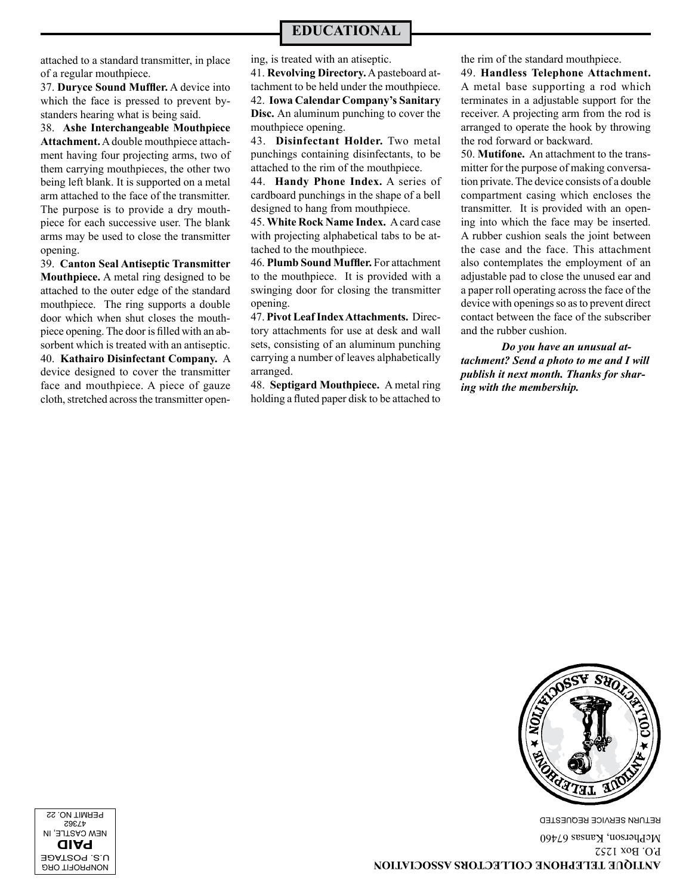## EDUCATIONAL

attached to a standard transmitter, in place of a regular mouthpiece.

37. **Duryce Sound Muffler.** A device into which the face is pressed to prevent bystanders hearing what is being said.

38. **Ashe Interchangeable Mouthpiece Attachment.** A double mouthpiece attachment having four projecting arms, two of them carrying mouthpieces, the other two being left blank. It is supported on a metal arm attached to the face of the transmitter. The purpose is to provide a dry mouthpiece for each successive user. The blank arms may be used to close the transmitter opening.

39. **Canton Seal Antiseptic Transmitter Mouthpiece.** A metal ring designed to be attached to the outer edge of the standard mouthpiece. The ring supports a double door which when shut closes the mouthpiece opening. The door is filled with an absorbent which is treated with an antiseptic.

40. **Kathairo Disinfectant Company.** A device designed to cover the transmitter face and mouthpiece. A piece of gauze cloth, stretched across the transmitter opening, is treated with an atiseptic.

41. **Revolving Directory.** A pasteboard attachment to be held under the mouthpiece.

42. **Iowa Calendar Company's Sanitary Disc.** An aluminum punching to cover the mouthpiece opening.

43. **Disinfectant Holder.** Two metal punchings containing disinfectants, to be attached to the rim of the mouthpiece.

44. **Handy Phone Index.** A series of cardboard punchings in the shape of a bell designed to hang from mouthpiece.

45. **White Rock Name Index.** A card case with projecting alphabetical tabs to be attached to the mouthpiece.

46. **Plumb Sound Muffler.** For attachment to the mouthpiece. It is provided with a swinging door for closing the transmitter opening.

47. **Pivot Leaf Index Attachments.** Directory attachments for use at desk and wall sets, consisting of an aluminum punching carrying a number of leaves alphabetically arranged.

48. **Septigard Mouthpiece.** A metal ring holding a fluted paper disk to be attached to the rim of the standard mouthpiece.

49. **Handless Telephone Attachment.** A metal base supporting a rod which terminates in a adjustable support for the receiver. A projecting arm from the rod is arranged to operate the hook by throwing the rod forward or backward.

50. **Mutifone.** An attachment to the transmitter for the purpose of making conversation private. The device consists of a double compartment casing which encloses the transmitter. It is provided with an opening into which the face may be inserted. A rubber cushion seals the joint between the case and the face. This attachment also contemplates the employment of an adjustable pad to close the unused ear and a paper roll operating across the face of the device with openings so as to prevent direct contact between the face of the subscriber and the rubber cushion.

***Do you have an unusual attachment? Send a photo to me and I will publish it next month. Thanks for sharing with the membership.***

**ANTIQUE TELEPHONE COLLECTORS ASSOCIATION**
P.O. Box 1252
McPherson, Kansas 67460

RETURN SERVICE REQUESTED

NONPROFIT ORG
U.S. POSTAGE
**PAID**
NEW CASTLE, IN
47362
PERMIT NO. 22